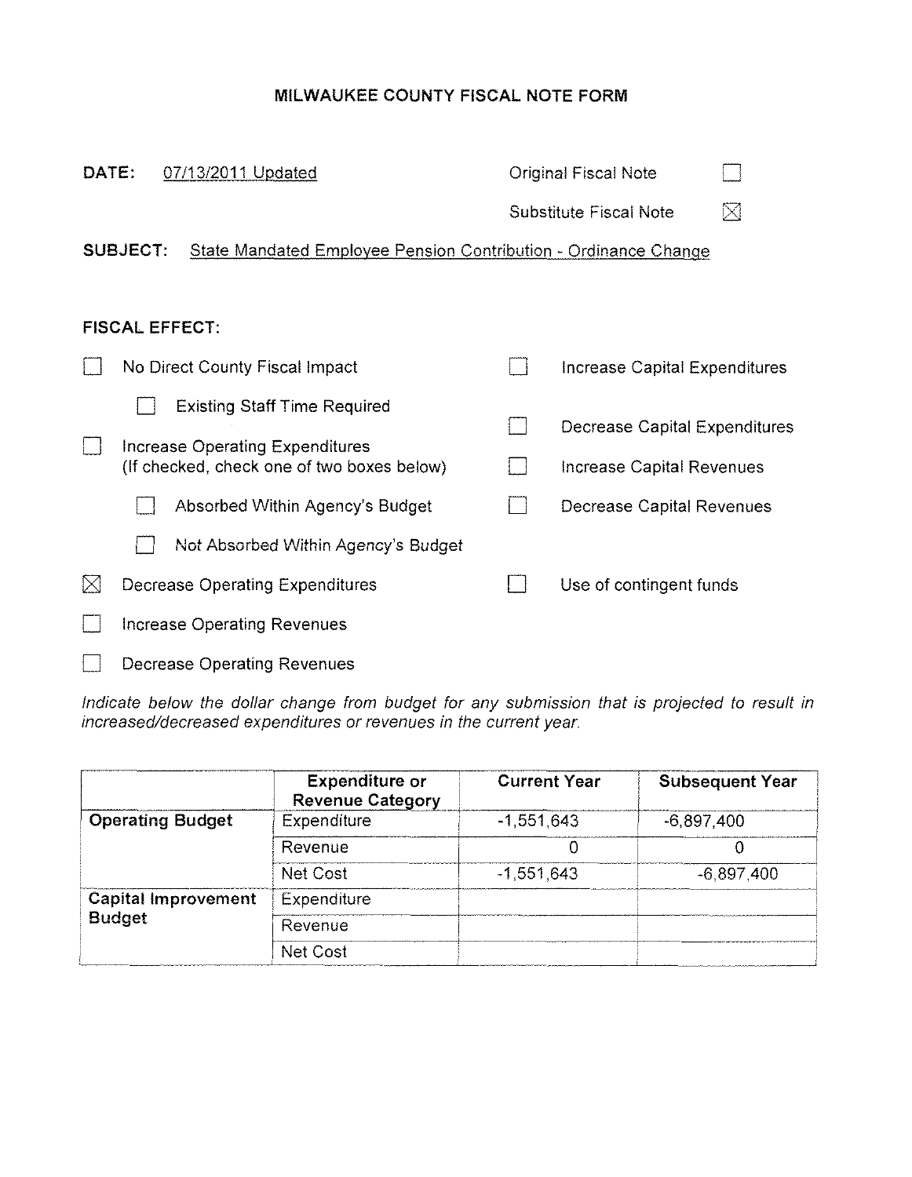# MILWAUKEE COUNTY FISCAL NOTE FORM

**DATE:** 07/13/2011 Updated

☐ Original Fiscal Note

☒ Substitute Fiscal Note

**SUBJECT:** State Mandated Employee Pension Contribution - Ordinance Change

**FISCAL EFFECT:**

☐ No Direct County Fiscal Impact

- ☐ Existing Staff Time Required

☐ Increase Operating Expenditures (If checked, check one of two boxes below)

- ☐ Absorbed Within Agency's Budget
- ☐ Not Absorbed Within Agency's Budget

☒ Decrease Operating Expenditures

☐ Increase Operating Revenues

☐ Decrease Operating Revenues

☐ Increase Capital Expenditures

☐ Decrease Capital Expenditures

☐ Increase Capital Revenues

☐ Decrease Capital Revenues

☐ Use of contingent funds

*Indicate below the dollar change from budget for any submission that is projected to result in increased/decreased expenditures or revenues in the current year.*

| | Expenditure or Revenue Category | Current Year | Subsequent Year |
|---|---|---|---|
| **Operating Budget** | Expenditure | -1,551,643 | -6,897,400 |
| | Revenue | 0 | 0 |
| | Net Cost | -1,551,643 | -6,897,400 |
| **Capital Improvement Budget** | Expenditure | | |
| | Revenue | | |
| | Net Cost | | |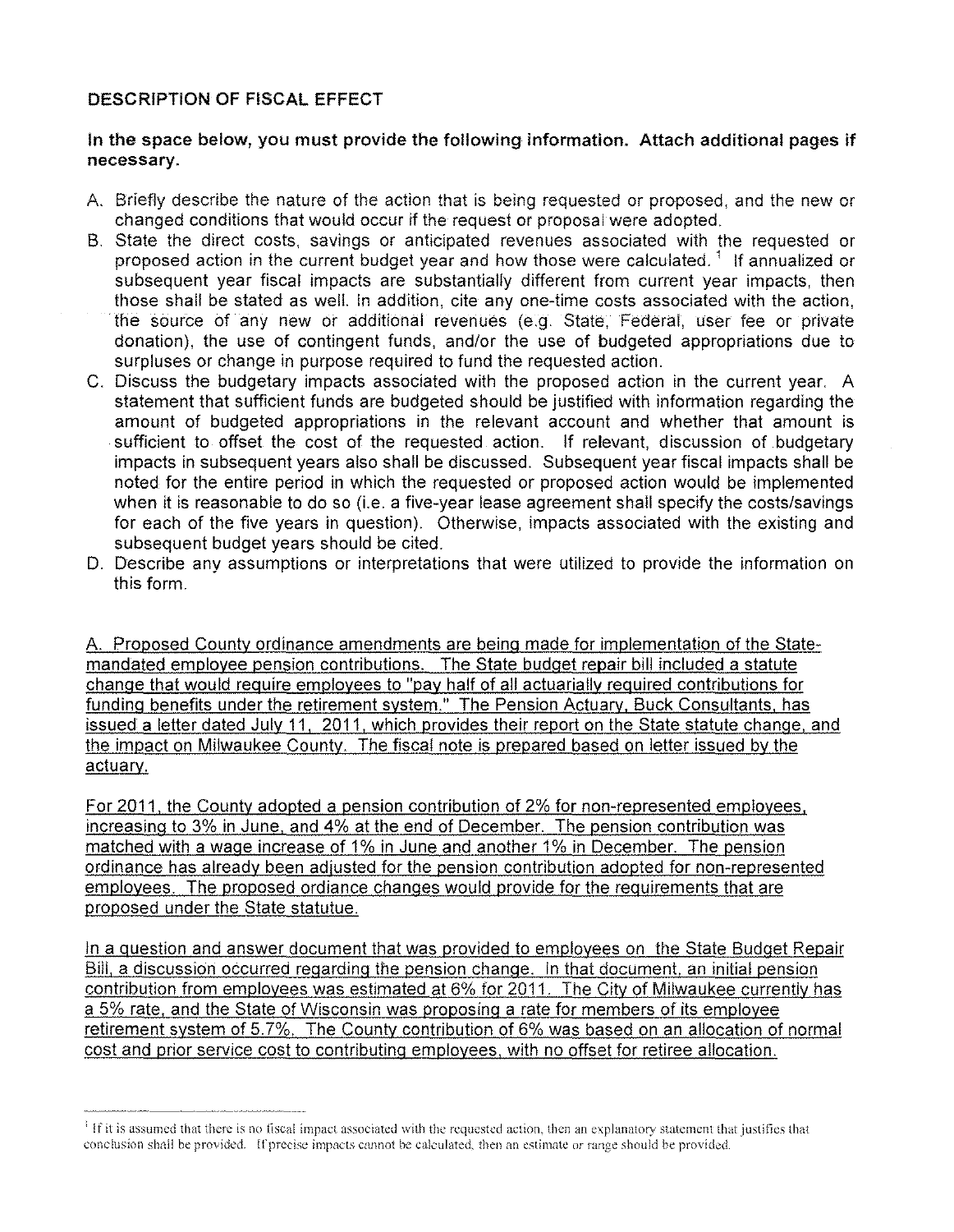## DESCRIPTION OF FISCAL EFFECT

**In the space below, you must provide the following information. Attach additional pages if necessary.**

A. Briefly describe the nature of the action that is being requested or proposed, and the new or changed conditions that would occur if the request or proposal were adopted.

B. State the direct costs, savings or anticipated revenues associated with the requested or proposed action in the current budget year and how those were calculated.[1] If annualized or subsequent year fiscal impacts are substantially different from current year impacts, then those shall be stated as well. In addition, cite any one-time costs associated with the action, the source of any new or additional revenues (e.g. State, Federal, user fee or private donation), the use of contingent funds, and/or the use of budgeted appropriations due to surpluses or change in purpose required to fund the requested action.

C. Discuss the budgetary impacts associated with the proposed action in the current year. A statement that sufficient funds are budgeted should be justified with information regarding the amount of budgeted appropriations in the relevant account and whether that amount is sufficient to offset the cost of the requested action. If relevant, discussion of budgetary impacts in subsequent years also shall be discussed. Subsequent year fiscal impacts shall be noted for the entire period in which the requested or proposed action would be implemented when it is reasonable to do so (i.e. a five-year lease agreement shall specify the costs/savings for each of the five years in question). Otherwise, impacts associated with the existing and subsequent budget years should be cited.

D. Describe any assumptions or interpretations that were utilized to provide the information on this form.

A. Proposed County ordinance amendments are being made for implementation of the State-mandated employee pension contributions. The State budget repair bill included a statute change that would require employees to "pay half of all actuarially required contributions for funding benefits under the retirement system." The Pension Actuary, Buck Consultants, has issued a letter dated July 11, 2011, which provides their report on the State statute change, and the impact on Milwaukee County. The fiscal note is prepared based on letter issued by the actuary.

For 2011, the County adopted a pension contribution of 2% for non-represented employees, increasing to 3% in June, and 4% at the end of December. The pension contribution was matched with a wage increase of 1% in June and another 1% in December. The pension ordinance has already been adjusted for the pension contribution adopted for non-represented employees. The proposed ordiance changes would provide for the requirements that are proposed under the State statutue.

In a question and answer document that was provided to employees on the State Budget Repair Bill, a discussion occurred regarding the pension change. In that document, an initial pension contribution from employees was estimated at 6% for 2011. The City of Milwaukee currently has a 5% rate, and the State of Wisconsin was proposing a rate for members of its employee retirement system of 5.7%. The County contribution of 6% was based on an allocation of normal cost and prior service cost to contributing employees, with no offset for retiree allocation.

---

[1] If it is assumed that there is no fiscal impact associated with the requested action, then an explanatory statement that justifies that conclusion shall be provided. If precise impacts cannot be calculated, then an estimate or range should be provided.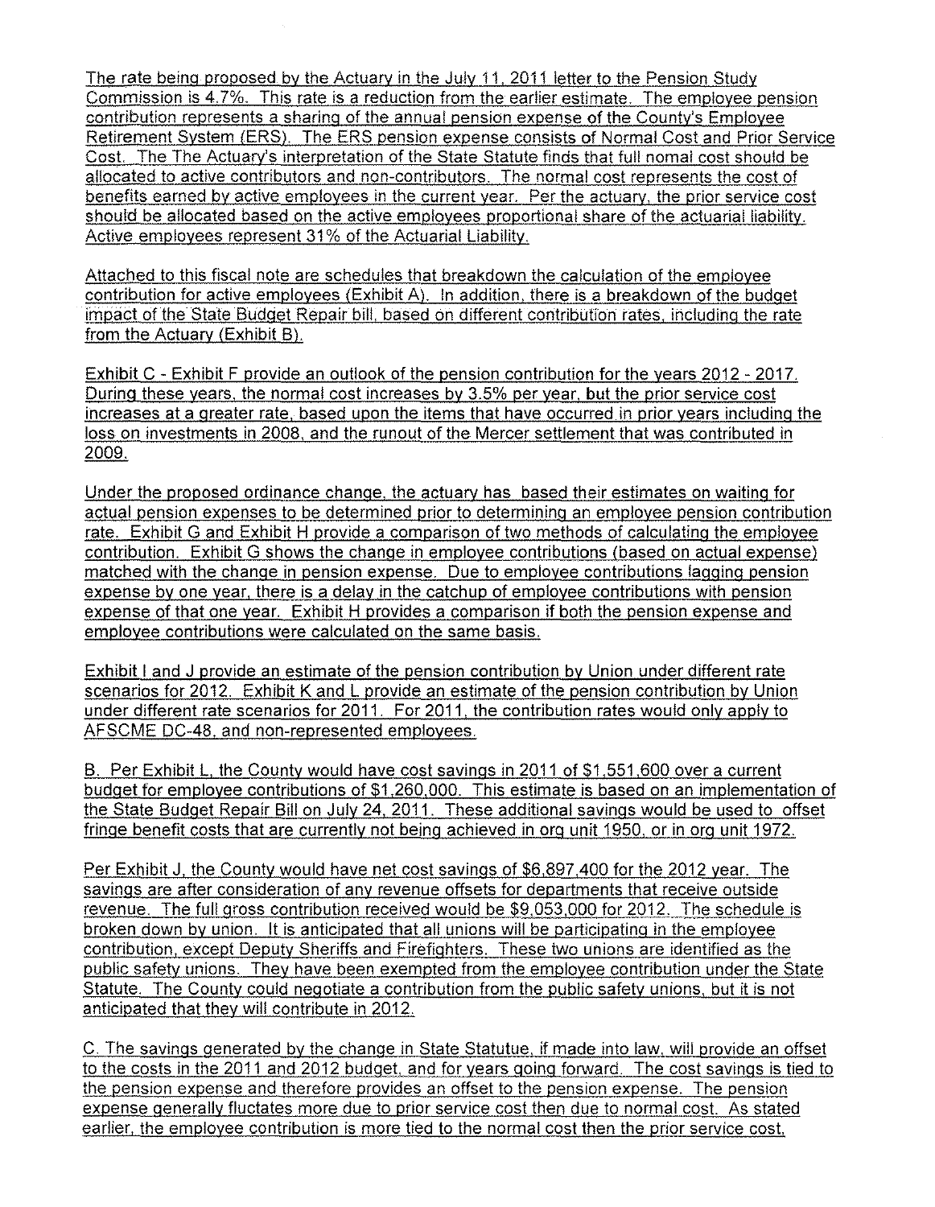The rate being proposed by the Actuary in the July 11, 2011 letter to the Pension Study Commission is 4.7%. This rate is a reduction from the earlier estimate. The employee pension contribution represents a sharing of the annual pension expense of the County's Employee Retirement System (ERS). The ERS pension expense consists of Normal Cost and Prior Service Cost. The The Actuary's interpretation of the State Statute finds that full nomal cost should be allocated to active contributors and non-contributors. The normal cost represents the cost of benefits earned by active employees in the current year. Per the actuary, the prior service cost should be allocated based on the active employees proportional share of the actuarial liability. Active employees represent 31% of the Actuarial Liability.

Attached to this fiscal note are schedules that breakdown the calculation of the employee contribution for active employees (Exhibit A). In addition, there is a breakdown of the budget impact of the State Budget Repair bill, based on different contribution rates, including the rate from the Actuary (Exhibit B).

Exhibit C - Exhibit F provide an outlook of the pension contribution for the years 2012 - 2017. During these years, the normal cost increases by 3.5% per year, but the prior service cost increases at a greater rate, based upon the items that have occurred in prior years including the loss on investments in 2008, and the runout of the Mercer settlement that was contributed in 2009.

Under the proposed ordinance change, the actuary has based their estimates on waiting for actual pension expenses to be determined prior to determining an employee pension contribution rate. Exhibit G and Exhibit H provide a comparison of two methods of calculating the employee contribution. Exhibit G shows the change in employee contributions (based on actual expense) matched with the change in pension expense. Due to employee contributions lagging pension expense by one year, there is a delay in the catchup of employee contributions with pension expense of that one year. Exhibit H provides a comparison if both the pension expense and employee contributions were calculated on the same basis.

Exhibit I and J provide an estimate of the pension contribution by Union under different rate scenarios for 2012. Exhibit K and L provide an estimate of the pension contribution by Union under different rate scenarios for 2011. For 2011, the contribution rates would only apply to AFSCME DC-48, and non-represented employees.

B. Per Exhibit L, the County would have cost savings in 2011 of $1,551,600 over a current budget for employee contributions of $1,260,000. This estimate is based on an implementation of the State Budget Repair Bill on July 24, 2011. These additional savings would be used to offset fringe benefit costs that are currently not being achieved in org unit 1950, or in org unit 1972.

Per Exhibit J, the County would have net cost savings of $6,897,400 for the 2012 year. The savings are after consideration of any revenue offsets for departments that receive outside revenue. The full gross contribution received would be $9,053,000 for 2012. The schedule is broken down by union. It is anticipated that all unions will be participating in the employee contribution, except Deputy Sheriffs and Firefighters. These two unions are identified as the public safety unions. They have been exempted from the employee contribution under the State Statute. The County could negotiate a contribution from the public safety unions, but it is not anticipated that they will contribute in 2012.

C. The savings generated by the change in State Statutue, if made into law, will provide an offset to the costs in the 2011 and 2012 budget, and for years going forward. The cost savings is tied to the pension expense and therefore provides an offset to the pension expense. The pension expense generally fluctates more due to prior service cost then due to normal cost. As stated earlier, the employee contribution is more tied to the normal cost then the prior service cost.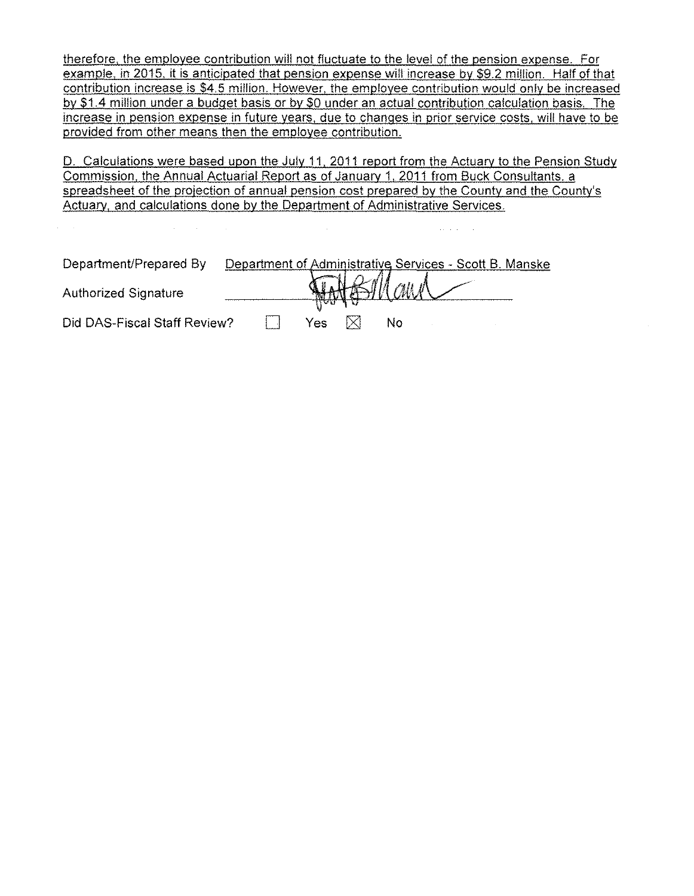therefore, the employee contribution will not fluctuate to the level of the pension expense. For example, in 2015, it is anticipated that pension expense will increase by $9.2 million. Half of that contribution increase is $4.5 million. However, the employee contribution would only be increased by $1.4 million under a budget basis or by $0 under an actual contribution calculation basis. The increase in pension expense in future years, due to changes in prior service costs, will have to be provided from other means then the employee contribution.

D. Calculations were based upon the July 11, 2011 report from the Actuary to the Pension Study Commission, the Annual Actuarial Report as of January 1, 2011 from Buck Consultants, a spreadsheet of the projection of annual pension cost prepared by the County and the County's Actuary, and calculations done by the Department of Administrative Services.

Department/Prepared By: Department of Administrative Services - Scott B. Manske

Authorized Signature: [signature]

Did DAS-Fiscal Staff Review? ☐ Yes ☒ No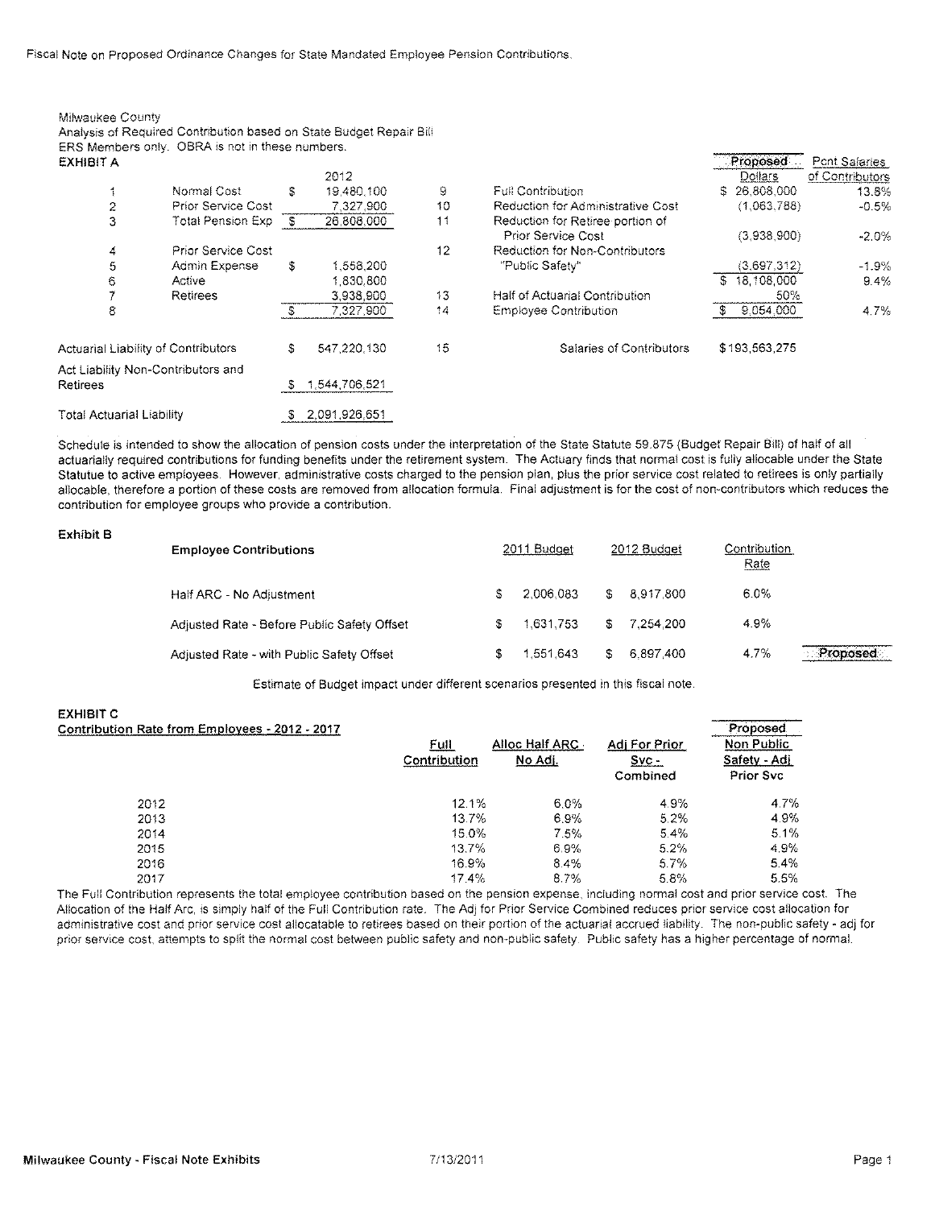Fiscal Note on Proposed Ordinance Changes for State Mandated Employee Pension Contributions.

Milwaukee County
Analysis of Required Contribution based on State Budget Repair Bill
ERS Members only. OBRA is not in these numbers.

**EXHIBIT A**

| | | 2012 |
|---|---|---|
| 1 | Normal Cost | $ 19,480,100 |
| 2 | Prior Service Cost | 7,327,900 |
| 3 | Total Pension Exp | $ 26,808,000 |
| 4 | Prior Service Cost | |
| 5 | Admin Expense | $ 1,558,200 |
| 6 | Active | 1,830,800 |
| 7 | Retirees | 3,938,900 |
| 8 | | $ 7,327,900 |
| | Actuarial Liability of Contributors | $ 547,220,130 |
| | Act Liability Non-Contributors and Retirees | $ 1,544,706,521 |
| | Total Actuarial Liability | $ 2,091,926,651 |

| | | Proposed Dollars | Pcnt Salaries of Contributors |
|---|---|---|---|
| 9 | Full Contribution | $ 26,808,000 | 13.8% |
| 10 | Reduction for Administrative Cost | (1,063,788) | -0.5% |
| 11 | Reduction for Retiree portion of Prior Service Cost | (3,938,900) | -2.0% |
| 12 | Reduction for Non-Contributors "Public Safety" | (3,697,312) | -1.9% |
| | | $ 18,108,000 | 9.4% |
| 13 | Half of Actuarial Contribution | 50% | |
| 14 | Employee Contribution | $ 9,054,000 | 4.7% |
| 15 | Salaries of Contributors | $193,563,275 | |

Schedule is intended to show the allocation of pension costs under the interpretation of the State Statute 59.875 (Budget Repair Bill) of half of all actuarially required contributions for funding benefits under the retirement system. The Actuary finds that normal cost is fully allocable under the State Statutue to active employees. However, administrative costs charged to the pension plan, plus the prior service cost related to retirees is only partially allocable, therefore a portion of these costs are removed from allocation formula. Final adjustment is for the cost of non-contributors which reduces the contribution for employee groups who provide a contribution.

**Exhibit B**

| Employee Contributions | 2011 Budget | 2012 Budget | Contribution Rate | |
|---|---|---|---|---|
| Half ARC - No Adjustment | $ 2,006,083 | $ 8,917,800 | 6.0% | |
| Adjusted Rate - Before Public Safety Offset | $ 1,631,753 | $ 7,254,200 | 4.9% | |
| Adjusted Rate - with Public Safety Offset | $ 1,551,643 | $ 6,897,400 | 4.7% | Proposed |

Estimate of Budget impact under different scenarios presented in this fiscal note.

**EXHIBIT C**

**Contribution Rate from Employees - 2012 - 2017**

| | Full Contribution | Alloc Half ARC - No Adj. | Adj For Prior Svc - Combined | Proposed Non Public Safety - Adj Prior Svc |
|---|---|---|---|---|
| 2012 | 12.1% | 6.0% | 4.9% | 4.7% |
| 2013 | 13.7% | 6.9% | 5.2% | 4.9% |
| 2014 | 15.0% | 7.5% | 5.4% | 5.1% |
| 2015 | 13.7% | 6.9% | 5.2% | 4.9% |
| 2016 | 16.9% | 8.4% | 5.7% | 5.4% |
| 2017 | 17.4% | 8.7% | 5.8% | 5.5% |

The Full Contribution represents the total employee contribution based on the pension expense, including normal cost and prior service cost. The Allocation of the Half Arc, is simply half of the Full Contribution rate. The Adj for Prior Service Combined reduces prior service cost allocation for administrative cost and prior service cost allocatable to retirees based on their portion of the actuarial accrued liability. The non-public safety - adj for prior service cost, attempts to split the normal cost between public safety and non-public safety. Public safety has a higher percentage of normal.

Milwaukee County - Fiscal Note Exhibits 7/13/2011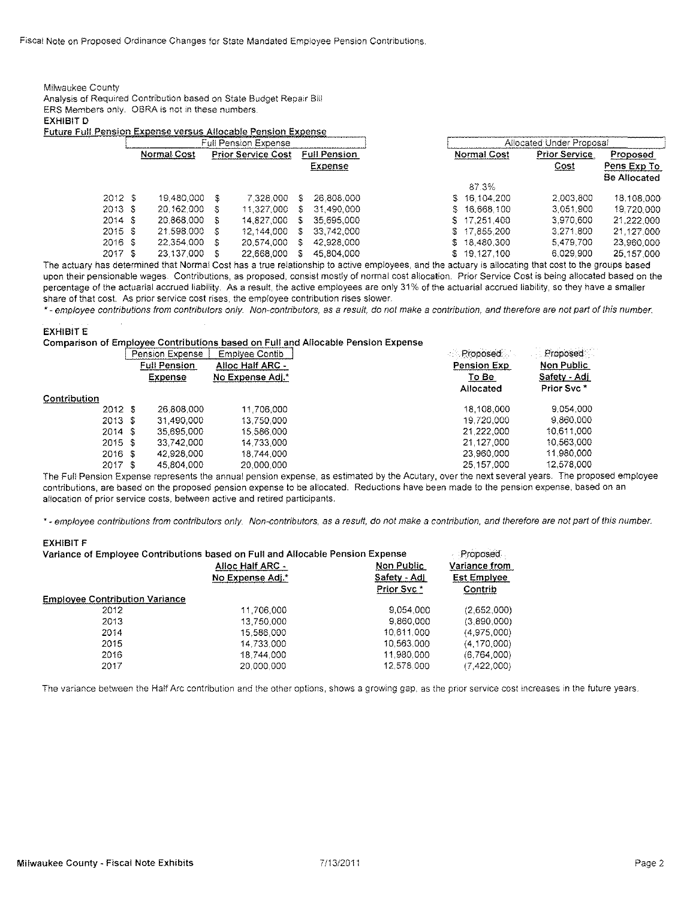Fiscal Note on Proposed Ordinance Changes for State Mandated Employee Pension Contributions.

Milwaukee County
Analysis of Required Contribution based on State Budget Repair Bill
ERS Members only. OBRA is not in these numbers.

**EXHIBIT D**

**Future Full Pension Expense versus Allocable Pension Expense**

| | Full Pension Expense | | | Allocated Under Proposal | | |
|---|---|---|---|---|---|---|
| | Normal Cost | Prior Service Cost | Full Pension Expense | Normal Cost | Prior Service Cost | Proposed Pens Exp To Be Allocated |
| | | | | 87.3% | | |
| 2012 | $ 19,480,000 | $ 7,328,000 | $ 26,808,000 | $ 16,104,200 | 2,003,800 | 18,108,000 |
| 2013 | $ 20,162,000 | $ 11,327,000 | $ 31,490,000 | $ 16,668,100 | 3,051,900 | 19,720,000 |
| 2014 | $ 20,868,000 | $ 14,827,000 | $ 35,695,000 | $ 17,251,400 | 3,970,600 | 21,222,000 |
| 2015 | $ 21,598,000 | $ 12,144,000 | $ 33,742,000 | $ 17,855,200 | 3,271,800 | 21,127,000 |
| 2016 | $ 22,354,000 | $ 20,574,000 | $ 42,928,000 | $ 18,480,300 | 5,479,700 | 23,960,000 |
| 2017 | $ 23,137,000 | $ 22,668,000 | $ 45,804,000 | $ 19,127,100 | 6,029,900 | 25,157,000 |

The actuary has determined that Normal Cost has a true relationship to active employees, and the actuary is allocating that cost to the groups based upon their pensionable wages. Contributions, as proposed, consist mostly of normal cost allocation. Prior Service Cost is being allocated based on the percentage of the actuarial accrued liability. As a result, the active employees are only 31% of the actuarial accrued liability, so they have a smaller share of that cost. As prior service cost rises, the employee contribution rises slower.

*\* - employee contributions from contributors only. Non-contributors, as a result, do not make a contribution, and therefore are not part of this number.*

**EXHIBIT E**

**Comparison of Employee Contributions based on Full and Allocable Pension Expense**

| | Pension Expense | Emplyee Contib | Proposed | Proposed |
|---|---|---|---|---|
| | Full Pension Expense | Alloc Half ARC - No Expense Adj.* | Pension Exp To Be Allocated | Non Public Safety - Adj Prior Svc * |
| **Contribution** | | | | |
| 2012 | $ 26,808,000 | 11,706,000 | 18,108,000 | 9,054,000 |
| 2013 | $ 31,490,000 | 13,750,000 | 19,720,000 | 9,860,000 |
| 2014 | $ 35,695,000 | 15,586,000 | 21,222,000 | 10,611,000 |
| 2015 | $ 33,742,000 | 14,733,000 | 21,127,000 | 10,563,000 |
| 2016 | $ 42,928,000 | 18,744,000 | 23,960,000 | 11,980,000 |
| 2017 | $ 45,804,000 | 20,000,000 | 25,157,000 | 12,578,000 |

The Full Pension Expense represents the annual pension expense, as estimated by the Acutary, over the next several years. The proposed employee contributions, are based on the proposed pension expense to be allocated. Reductions have been made to the pension expense, based on an allocation of prior service costs, between active and retired participants.

*\* - employee contributions from contributors only. Non-contributors, as a result, do not make a contribution, and therefore are not part of this number.*

**EXHIBIT F**

**Variance of Employee Contributions based on Full and Allocable Pension Expense**

| | Alloc Half ARC - No Expense Adj.* | Non Public Safety - Adj Prior Svc * | Proposed Variance from Est Emplyee Contrib |
|---|---|---|---|
| **Employee Contribution Variance** | | | |
| 2012 | 11,706,000 | 9,054,000 | (2,652,000) |
| 2013 | 13,750,000 | 9,860,000 | (3,890,000) |
| 2014 | 15,586,000 | 10,611,000 | (4,975,000) |
| 2015 | 14,733,000 | 10,563,000 | (4,170,000) |
| 2016 | 18,744,000 | 11,980,000 | (6,764,000) |
| 2017 | 20,000,000 | 12,578,000 | (7,422,000) |

The variance between the Half Arc contribution and the other options, shows a growing gap, as the prior service cost increases in the future years.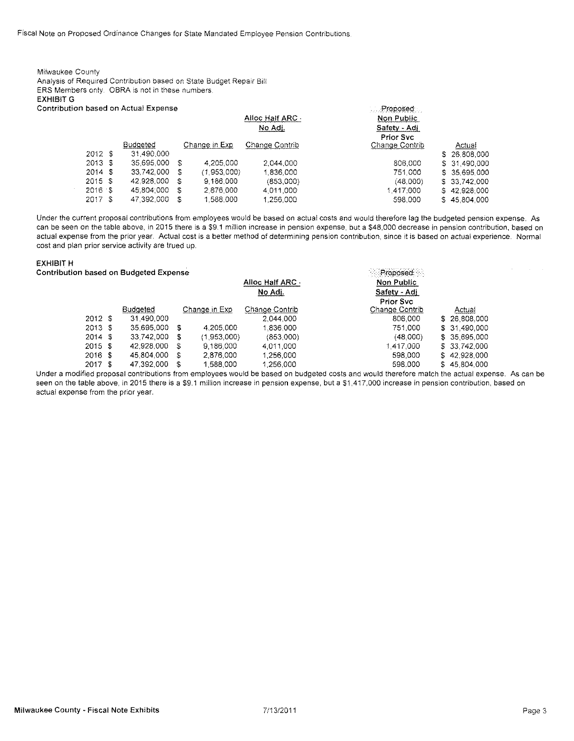Milwaukee County
Analysis of Required Contribution based on State Budget Repair Bill
ERS Members only. OBRA is not in these numbers.

**EXHIBIT G**

**Contribution based on Actual Expense**

| | Budgeted | Change in Exp | Alloc Half ARC - No Adj. Change Contrib | Proposed Non Public Safety - Adj. Prior Svc Change Contrib | Actual |
|---|---|---|---|---|---|
| 2012 | $ 31,490,000 | | | | $ 26,808,000 |
| 2013 | $ 35,695,000 | $ 4,205,000 | 2,044,000 | 806,000 | $ 31,490,000 |
| 2014 | $ 33,742,000 | $ (1,953,000) | 1,836,000 | 751,000 | $ 35,695,000 |
| 2015 | $ 42,928,000 | $ 9,186,000 | (853,000) | (48,000) | $ 33,742,000 |
| 2016 | $ 45,804,000 | $ 2,876,000 | 4,011,000 | 1,417,000 | $ 42,928,000 |
| 2017 | $ 47,392,000 | $ 1,588,000 | 1,256,000 | 598,000 | $ 45,804,000 |

Under the current proposal contributions from employees would be based on actual costs and would therefore lag the budgeted pension expense. As can be seen on the table above, in 2015 there is a $9.1 million increase in pension expense, but a $48,000 decrease in pension contribution, based on actual expense from the prior year. Actual cost is a better method of determining pension contribution, since it is based on actual experience. Normal cost and plan prior service activity are trued up.

**EXHIBIT H**

**Contribution based on Budgeted Expense**

| | Budgeted | Change in Exp | Alloc Half ARC - No Adj. Change Contrib | Proposed Non Public Safety - Adj. Prior Svc Change Contrib | Actual |
|---|---|---|---|---|---|
| 2012 | $ 31,490,000 | | 2,044,000 | 806,000 | $ 26,808,000 |
| 2013 | $ 35,695,000 | $ 4,205,000 | 1,836,000 | 751,000 | $ 31,490,000 |
| 2014 | $ 33,742,000 | $ (1,953,000) | (853,000) | (48,000) | $ 35,695,000 |
| 2015 | $ 42,928,000 | $ 9,186,000 | 4,011,000 | 1,417,000 | $ 33,742,000 |
| 2016 | $ 45,804,000 | $ 2,876,000 | 1,256,000 | 598,000 | $ 42,928,000 |
| 2017 | $ 47,392,000 | $ 1,588,000 | 1,256,000 | 598,000 | $ 45,804,000 |

Under a modified proposal contributions from employees would be based on budgeted costs and would therefore match the actual expense. As can be seen on the table above, in 2015 there is a $9.1 million increase in pension expense, but a $1,417,000 increase in pension contribution, based on actual expense from the prior year.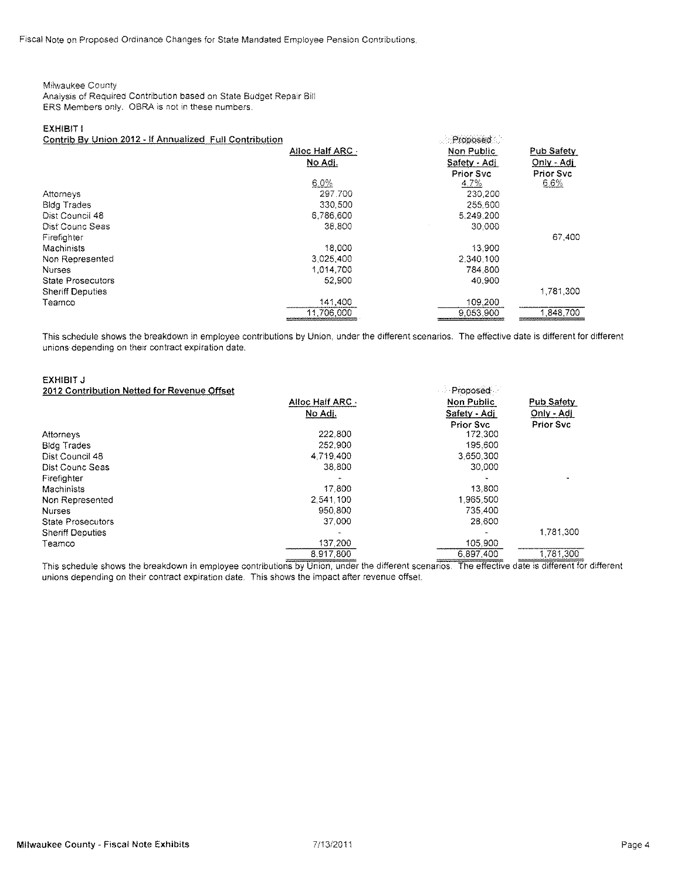Fiscal Note on Proposed Ordinance Changes for State Mandated Employee Pension Contributions.

Milwaukee County
Analysis of Required Contribution based on State Budget Repair Bill
ERS Members only. OBRA is not in these numbers.

**EXHIBIT I**

**Contrib By Union 2012 - If Annualized Full Contribution**

| | Alloc Half ARC - No Adj. | Proposed Non Public Safety - Adj Prior Svc | Pub Safety Only - Adj Prior Svc |
|---|---|---|---|
| | 6.0% | 4.7% | 6.6% |
| Attorneys | 297,700 | 230,200 | |
| Bldg Trades | 330,500 | 255,600 | |
| Dist Council 48 | 6,786,600 | 5,249,200 | |
| Dist Counc Seas | 38,800 | 30,000 | |
| Firefighter | | | 67,400 |
| Machinists | 18,000 | 13,900 | |
| Non Represented | 3,025,400 | 2,340,100 | |
| Nurses | 1,014,700 | 784,800 | |
| State Prosecutors | 52,900 | 40,900 | |
| Sheriff Deputies | | | 1,781,300 |
| Teamco | 141,400 | 109,200 | |
| | 11,706,000 | 9,053,900 | 1,848,700 |

This schedule shows the breakdown in employee contributions by Union, under the different scenarios. The effective date is different for different unions depending on their contract expiration date.

**EXHIBIT J**

**2012 Contribution Netted for Revenue Offset**

| | Alloc Half ARC - No Adj. | Proposed Non Public Safety - Adj Prior Svc | Pub Safety Only - Adj Prior Svc |
|---|---|---|---|
| Attorneys | 222,800 | 172,300 | |
| Bldg Trades | 252,900 | 195,600 | |
| Dist Council 48 | 4,719,400 | 3,650,300 | |
| Dist Counc Seas | 38,800 | 30,000 | |
| Firefighter | - | - | - |
| Machinists | 17,800 | 13,800 | |
| Non Represented | 2,541,100 | 1,965,500 | |
| Nurses | 950,800 | 735,400 | |
| State Prosecutors | 37,000 | 28,600 | |
| Sheriff Deputies | - | - | 1,781,300 |
| Teamco | 137,200 | 105,900 | |
| | 8,917,800 | 6,897,400 | 1,781,300 |

This schedule shows the breakdown in employee contributions by Union, under the different scenarios. The effective date is different for different unions depending on their contract expiration date. This shows the impact after revenue offset.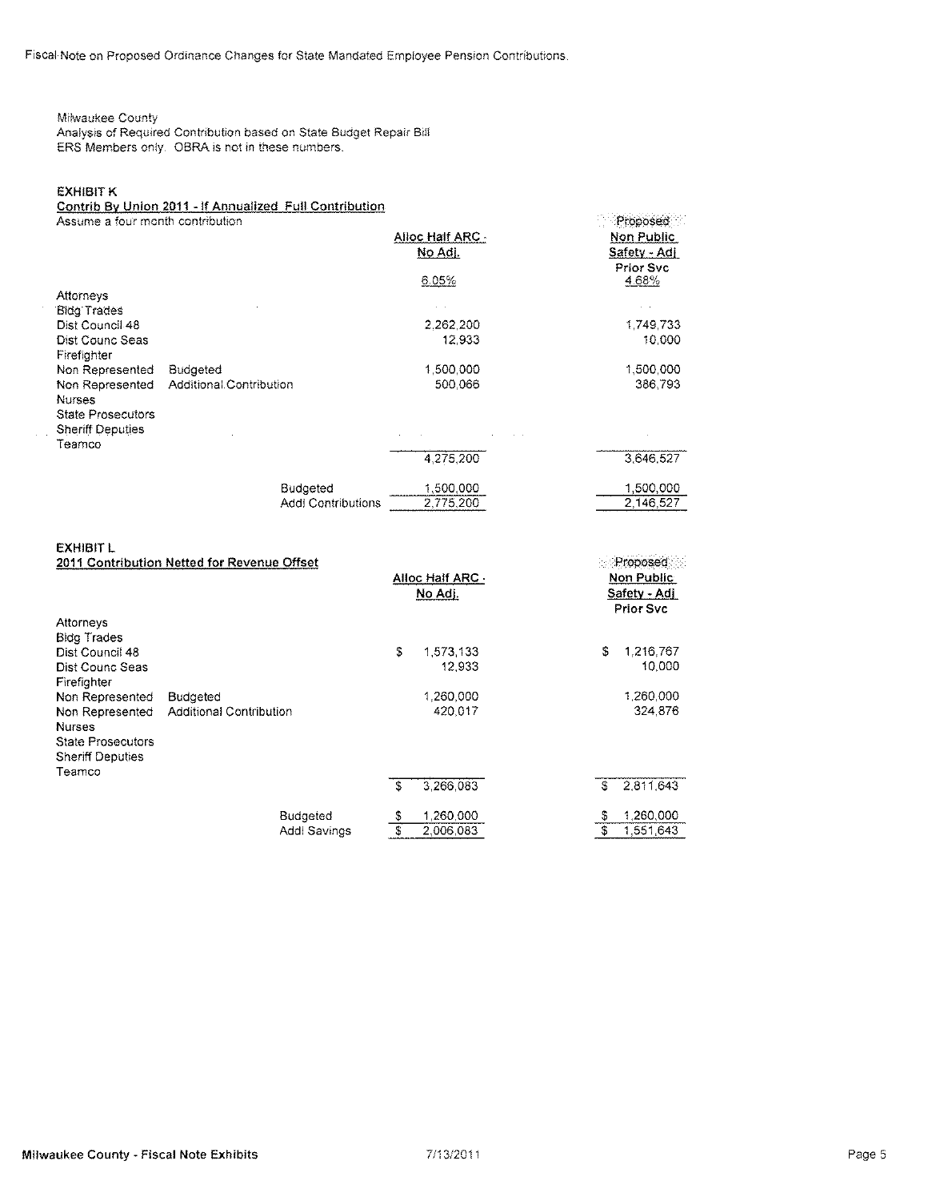Fiscal Note on Proposed Ordinance Changes for State Mandated Employee Pension Contributions.

Milwaukee County
Analysis of Required Contribution based on State Budget Repair Bill
ERS Members only. OBRA is not in these numbers.

**EXHIBIT K**

**Contrib By Union 2011 - If Annualized Full Contribution**

Assume a four month contribution

| | | Alloc Half ARC - No Adj. | Proposed Non Public Safety - Adj Prior Svc |
|---|---|---|---|
| | | 6.05% | 4.68% |
| Attorneys | | | |
| Bldg Trades | | | |
| Dist Council 48 | | 2,262,200 | 1,749,733 |
| Dist Counc Seas | | 12,933 | 10,000 |
| Firefighter | | | |
| Non Represented | Budgeted | 1,500,000 | 1,500,000 |
| Non Represented | Additional Contribution | 500,066 | 386,793 |
| Nurses | | | |
| State Prosecutors | | | |
| Sheriff Deputies | | | |
| Teamco | | | |
| | | 4,275,200 | 3,646,527 |
| | Budgeted | 1,500,000 | 1,500,000 |
| | Addl Contributions | 2,775,200 | 2,146,527 |

**EXHIBIT L**

**2011 Contribution Netted for Revenue Offset**

| | | Alloc Half ARC - No Adj. | Proposed Non Public Safety - Adj Prior Svc |
|---|---|---|---|
| Attorneys | | | |
| Bldg Trades | | | |
| Dist Council 48 | | $ 1,573,133 | $ 1,216,767 |
| Dist Counc Seas | | 12,933 | 10,000 |
| Firefighter | | | |
| Non Represented | Budgeted | 1,260,000 | 1,260,000 |
| Non Represented | Additional Contribution | 420,017 | 324,876 |
| Nurses | | | |
| State Prosecutors | | | |
| Sheriff Deputies | | | |
| Teamco | | | |
| | | $ 3,266,083 | $ 2,811,643 |
| | Budgeted | $ 1,260,000 | $ 1,260,000 |
| | Addl Savings | $ 2,006,083 | $ 1,551,643 |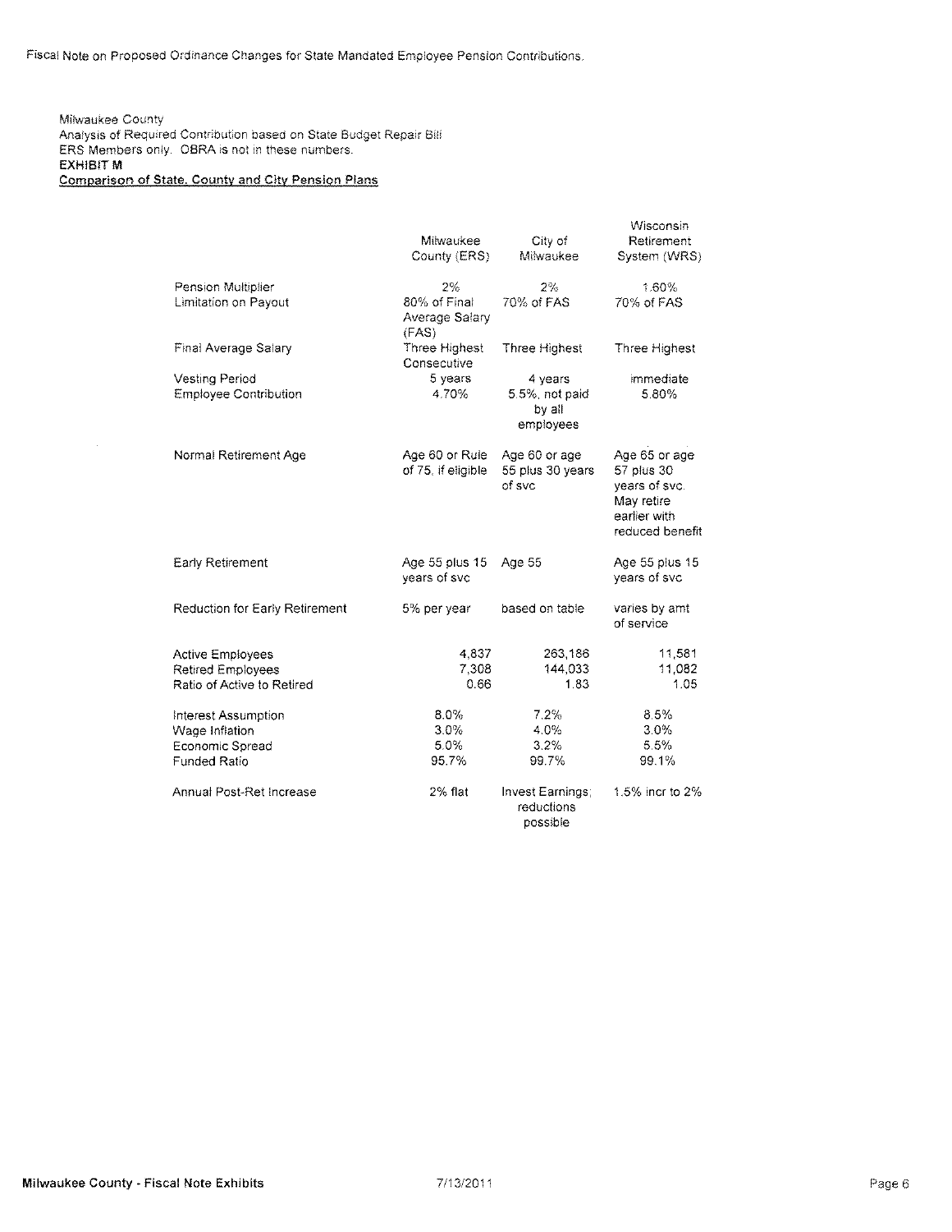Fiscal Note on Proposed Ordinance Changes for State Mandated Employee Pension Contributions.

Milwaukee County
Analysis of Required Contribution based on State Budget Repair Bill
ERS Members only. OBRA is not in these numbers.
**EXHIBIT M**
**Comparison of State, County and City Pension Plans**

| | Milwaukee County (ERS) | City of Milwaukee | Wisconsin Retirement System (WRS) |
|---|---|---|---|
| Pension Multiplier | 2% | 2% | 1.60% |
| Limitation on Payout | 80% of Final Average Salary (FAS) | 70% of FAS | 70% of FAS |
| Final Average Salary | Three Highest Consecutive | Three Highest | Three Highest |
| Vesting Period | 5 years | 4 years | immediate |
| Employee Contribution | 4.70% | 5.5%, not paid by all employees | 5.80% |
| Normal Retirement Age | Age 60 or Rule of 75, if eligible | Age 60 or age 55 plus 30 years of svc | Age 65 or age 57 plus 30 years of svc. May retire earlier with reduced benefit |
| Early Retirement | Age 55 plus 15 years of svc | Age 55 | Age 55 plus 15 years of svc |
| Reduction for Early Retirement | 5% per year | based on table | varies by amt of service |
| Active Employees | 4,837 | 263,186 | 11,581 |
| Retired Employees | 7,308 | 144,033 | 11,082 |
| Ratio of Active to Retired | 0.66 | 1.83 | 1.05 |
| Interest Assumption | 8.0% | 7.2% | 8.5% |
| Wage Inflation | 3.0% | 4.0% | 3.0% |
| Economic Spread | 5.0% | 3.2% | 5.5% |
| Funded Ratio | 95.7% | 99.7% | 99.1% |
| Annual Post-Ret Increase | 2% flat | Invest Earnings; reductions possible | 1.5% incr to 2% |